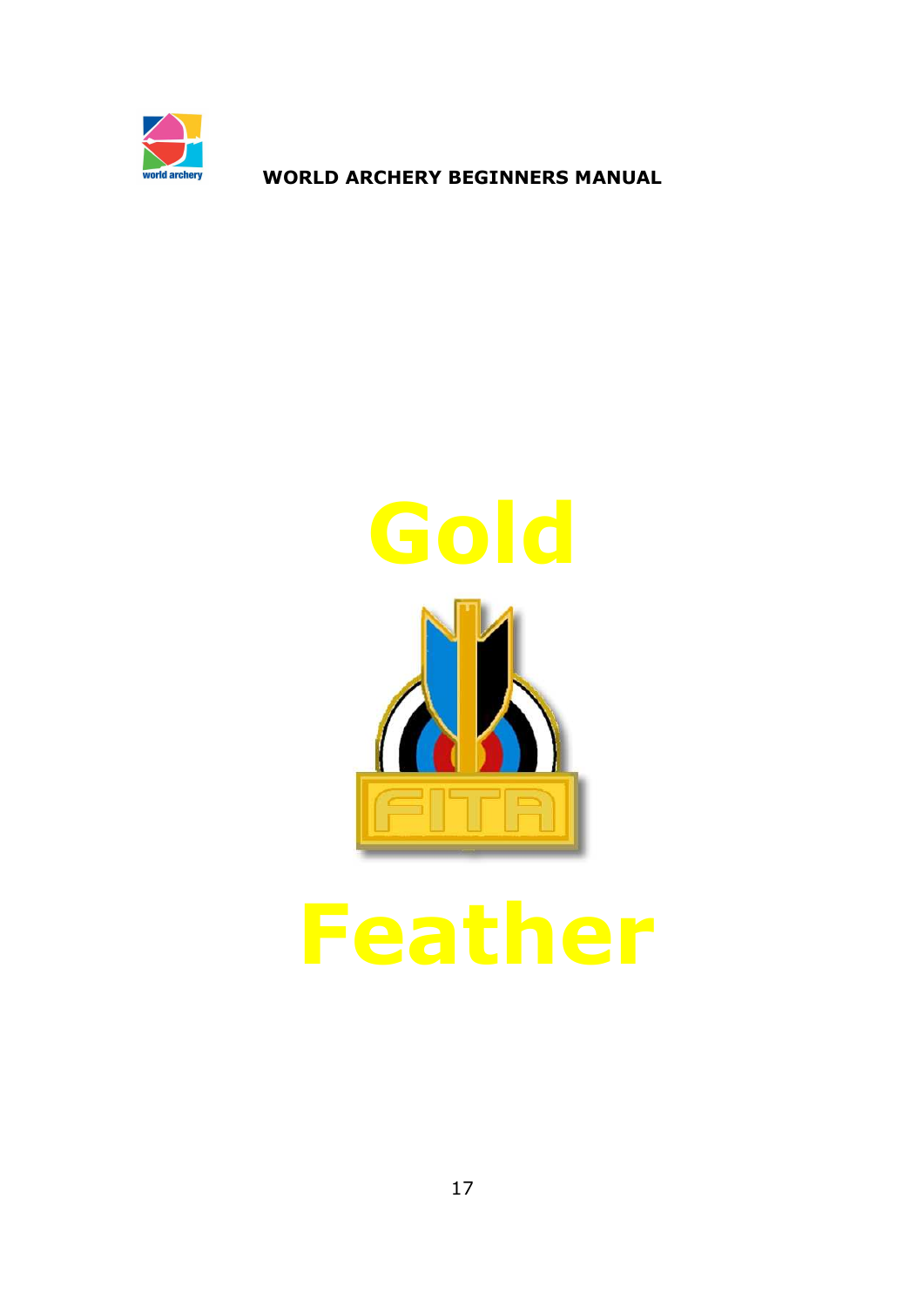# Gold

# Feather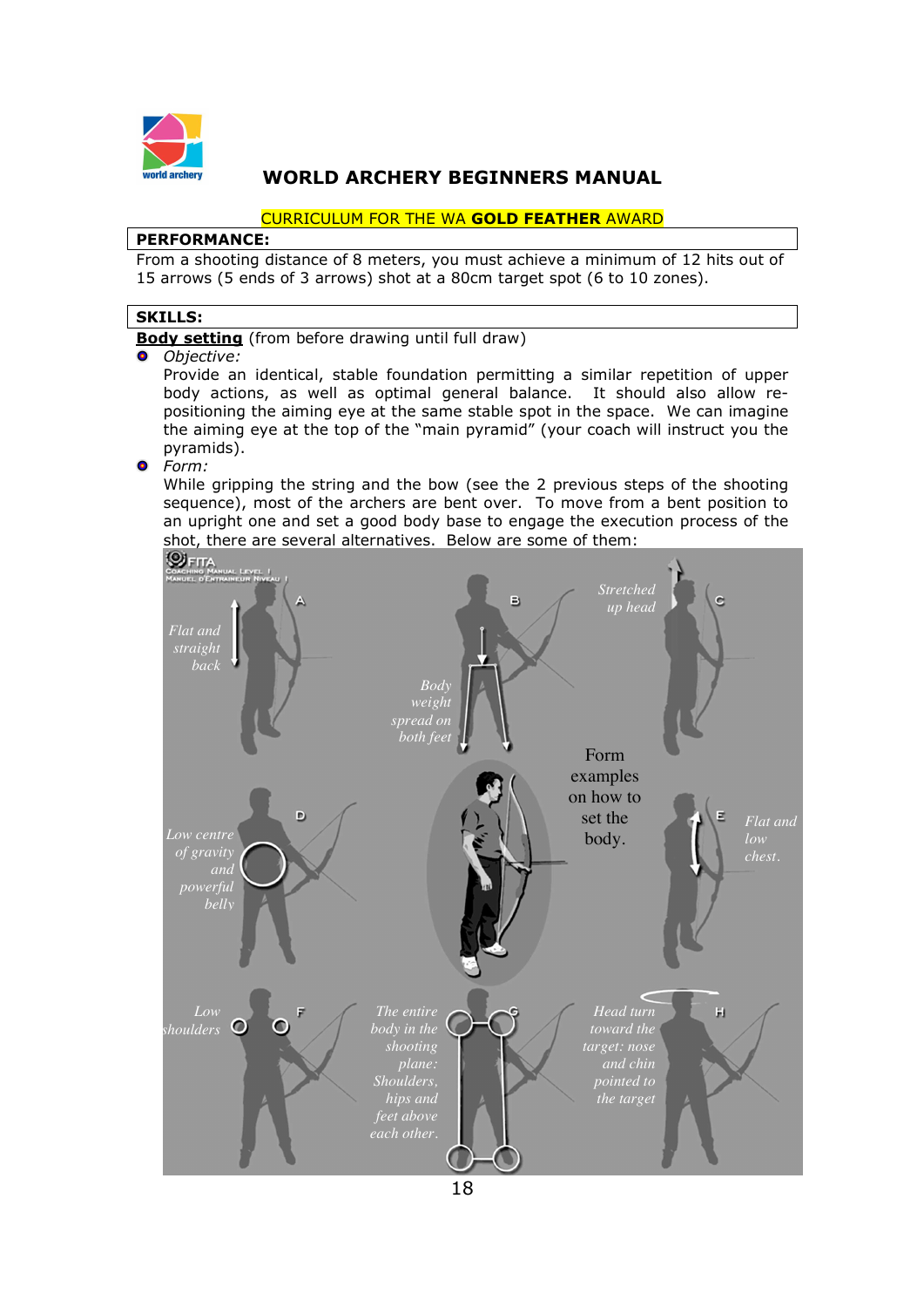## WORLD ARCHERY BEGINNERS MANUAL

CURRICULUM FOR THE WA **GOLD FEATHER** AWARD

**PERFORMANCE:**

From a shooting distance of 8 meters, you must achieve a minimum of 12 hits out of 15 arrows (5 ends of 3 arrows) shot at a 80cm target spot (6 to 10 zones).

**SKILLS:**

**Body setting** (from before drawing until full draw)

- *Objective:*
  Provide an identical, stable foundation permitting a similar repetition of upper body actions, as well as optimal general balance. It should also allow re-positioning the aiming eye at the same stable spot in the space. We can imagine the aiming eye at the top of the "main pyramid" (your coach will instruct you the pyramids).
- *Form:*
  While gripping the string and the bow (see the 2 previous steps of the shooting sequence), most of the archers are bent over. To move from a bent position to an upright one and set a good body base to engage the execution process of the shot, there are several alternatives. Below are some of them: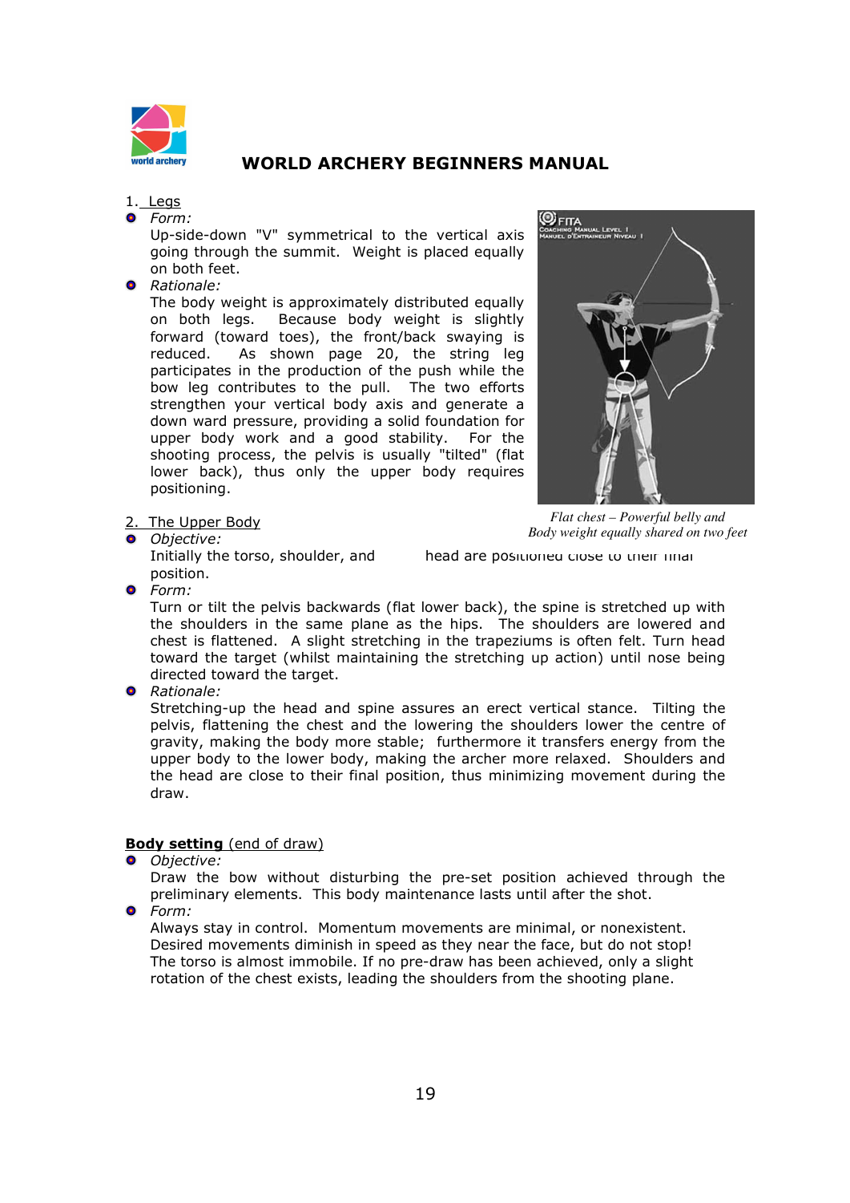1. Legs

- *Form:*
  Up-side-down "V" symmetrical to the vertical axis going through the summit. Weight is placed equally on both feet.
- *Rationale:*
  The body weight is approximately distributed equally on both legs. Because body weight is slightly forward (toward toes), the front/back swaying is reduced. As shown page 20, the string leg participates in the production of the push while the bow leg contributes to the pull. The two efforts strengthen your vertical body axis and generate a down ward pressure, providing a solid foundation for upper body work and a good stability. For the shooting process, the pelvis is usually "tilted" (flat lower back), thus only the upper body requires positioning.

*Flat chest – Powerful belly and Body weight equally shared on two feet*

2. The Upper Body

- *Objective:*
  Initially the torso, shoulder, and head are positioned close to their final position.
- *Form:*
  Turn or tilt the pelvis backwards (flat lower back), the spine is stretched up with the shoulders in the same plane as the hips. The shoulders are lowered and chest is flattened. A slight stretching in the trapeziums is often felt. Turn head toward the target (whilst maintaining the stretching up action) until nose being directed toward the target.
- *Rationale:*
  Stretching-up the head and spine assures an erect vertical stance. Tilting the pelvis, flattening the chest and the lowering the shoulders lower the centre of gravity, making the body more stable; furthermore it transfers energy from the upper body to the lower body, making the archer more relaxed. Shoulders and the head are close to their final position, thus minimizing movement during the draw.

**Body setting** (end of draw)

- *Objective:*
  Draw the bow without disturbing the pre-set position achieved through the preliminary elements. This body maintenance lasts until after the shot.
- *Form:*
  Always stay in control. Momentum movements are minimal, or nonexistent. Desired movements diminish in speed as they near the face, but do not stop! The torso is almost immobile. If no pre-draw has been achieved, only a slight rotation of the chest exists, leading the shoulders from the shooting plane.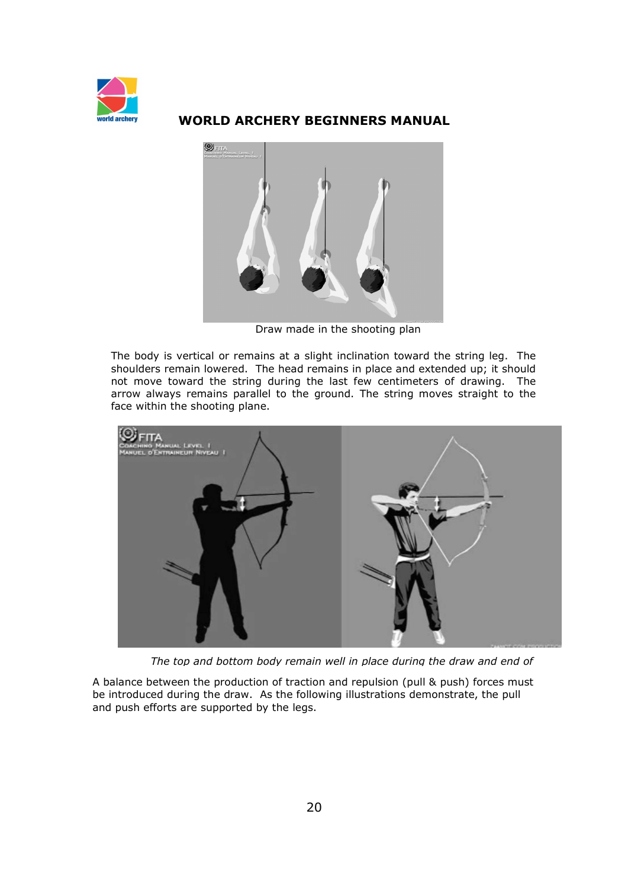Draw made in the shooting plan

The body is vertical or remains at a slight inclination toward the string leg. The shoulders remain lowered. The head remains in place and extended up; it should not move toward the string during the last few centimeters of drawing. The arrow always remains parallel to the ground. The string moves straight to the face within the shooting plane.

*The top and bottom body remain well in place during the draw and end of*

A balance between the production of traction and repulsion (pull & push) forces must be introduced during the draw. As the following illustrations demonstrate, the pull and push efforts are supported by the legs.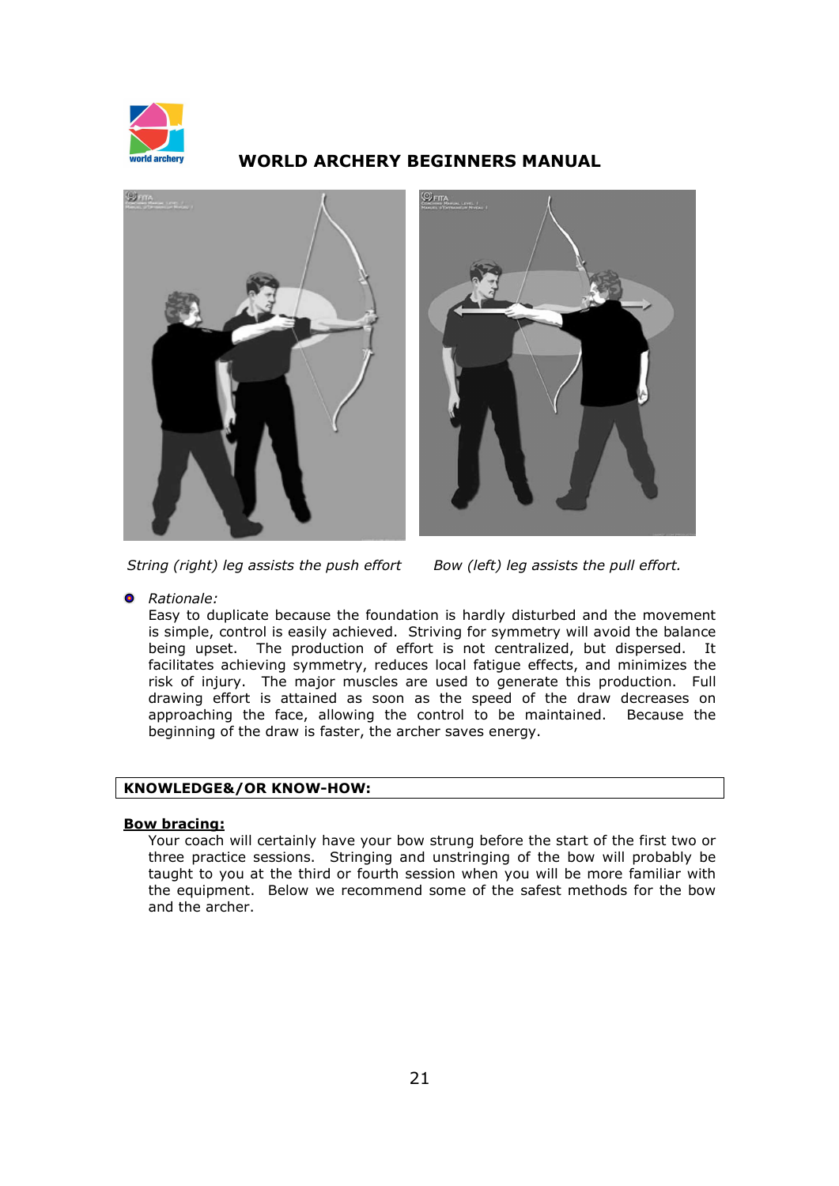*String (right) leg assists the push effort*

*Bow (left) leg assists the pull effort.*

- *Rationale:*
  Easy to duplicate because the foundation is hardly disturbed and the movement is simple, control is easily achieved. Striving for symmetry will avoid the balance being upset. The production of effort is not centralized, but dispersed. It facilitates achieving symmetry, reduces local fatigue effects, and minimizes the risk of injury. The major muscles are used to generate this production. Full drawing effort is attained as soon as the speed of the draw decreases on approaching the face, allowing the control to be maintained. Because the beginning of the draw is faster, the archer saves energy.

**KNOWLEDGE&/OR KNOW-HOW:**

**Bow bracing:**

Your coach will certainly have your bow strung before the start of the first two or three practice sessions. Stringing and unstringing of the bow will probably be taught to you at the third or fourth session when you will be more familiar with the equipment. Below we recommend some of the safest methods for the bow and the archer.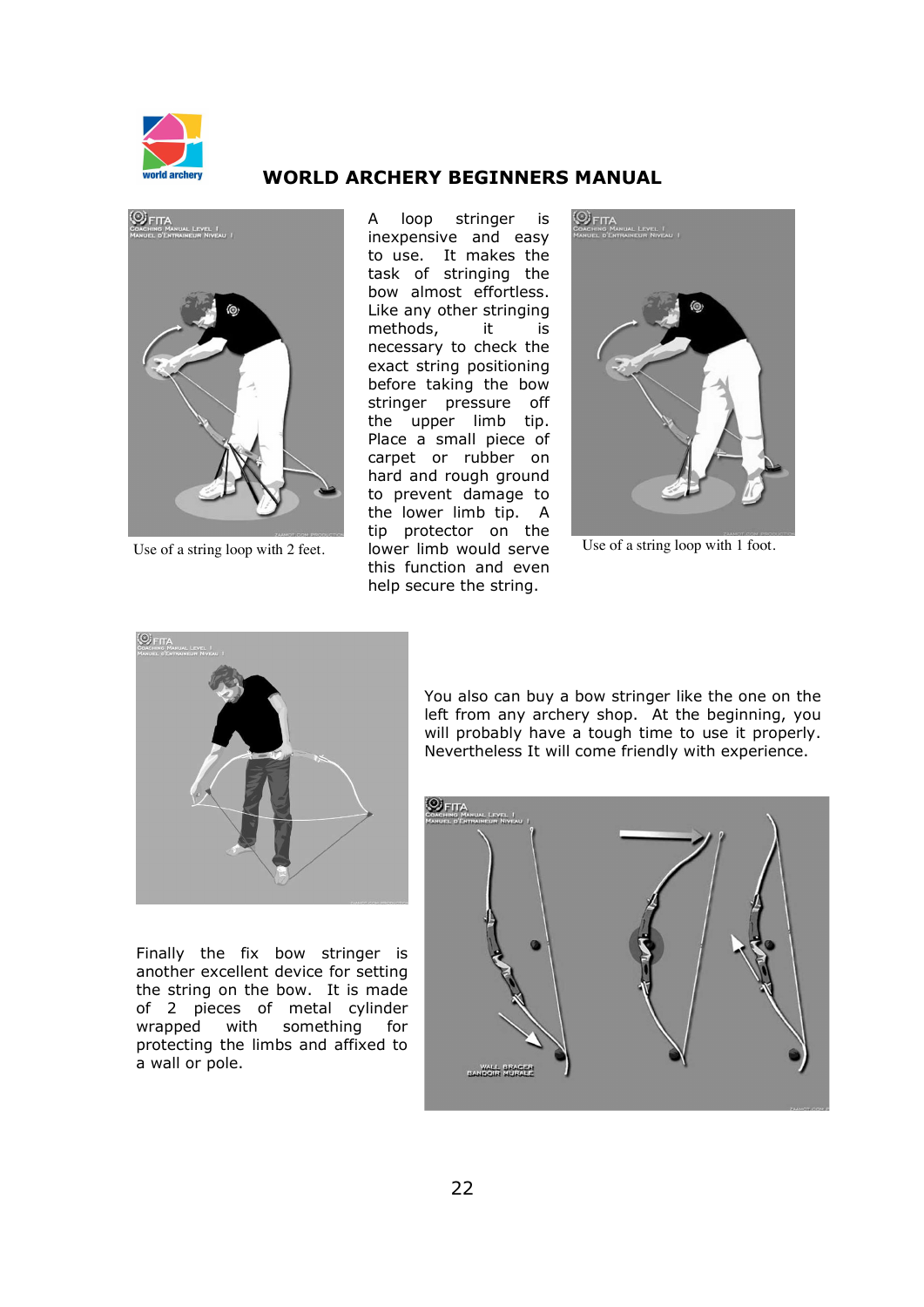Use of a string loop with 2 feet.

A loop stringer is inexpensive and easy to use. It makes the task of stringing the bow almost effortless. Like any other stringing methods, it is necessary to check the exact string positioning before taking the bow stringer pressure off the upper limb tip. Place a small piece of carpet or rubber on hard and rough ground to prevent damage to the lower limb tip. A tip protector on the lower limb would serve this function and even help secure the string.

Use of a string loop with 1 foot.

You also can buy a bow stringer like the one on the left from any archery shop. At the beginning, you will probably have a tough time to use it properly. Nevertheless It will come friendly with experience.

Finally the fix bow stringer is another excellent device for setting the string on the bow. It is made of 2 pieces of metal cylinder wrapped with something for protecting the limbs and affixed to a wall or pole.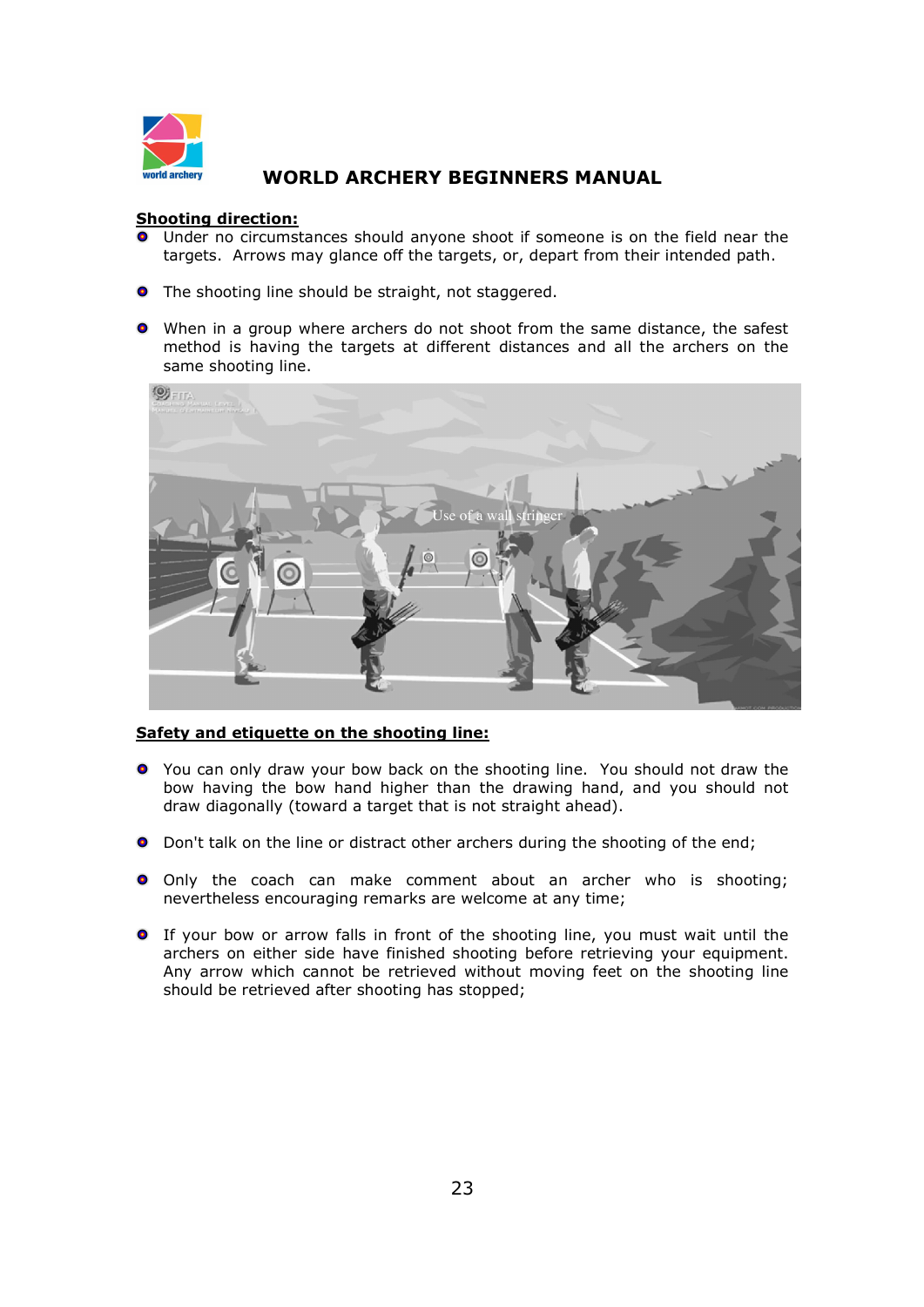## Shooting direction:

- Under no circumstances should anyone shoot if someone is on the field near the targets. Arrows may glance off the targets, or, depart from their intended path.
- The shooting line should be straight, not staggered.
- When in a group where archers do not shoot from the same distance, the safest method is having the targets at different distances and all the archers on the same shooting line.

## Safety and etiquette on the shooting line:

- You can only draw your bow back on the shooting line. You should not draw the bow having the bow hand higher than the drawing hand, and you should not draw diagonally (toward a target that is not straight ahead).
- Don't talk on the line or distract other archers during the shooting of the end;
- Only the coach can make comment about an archer who is shooting; nevertheless encouraging remarks are welcome at any time;
- If your bow or arrow falls in front of the shooting line, you must wait until the archers on either side have finished shooting before retrieving your equipment. Any arrow which cannot be retrieved without moving feet on the shooting line should be retrieved after shooting has stopped;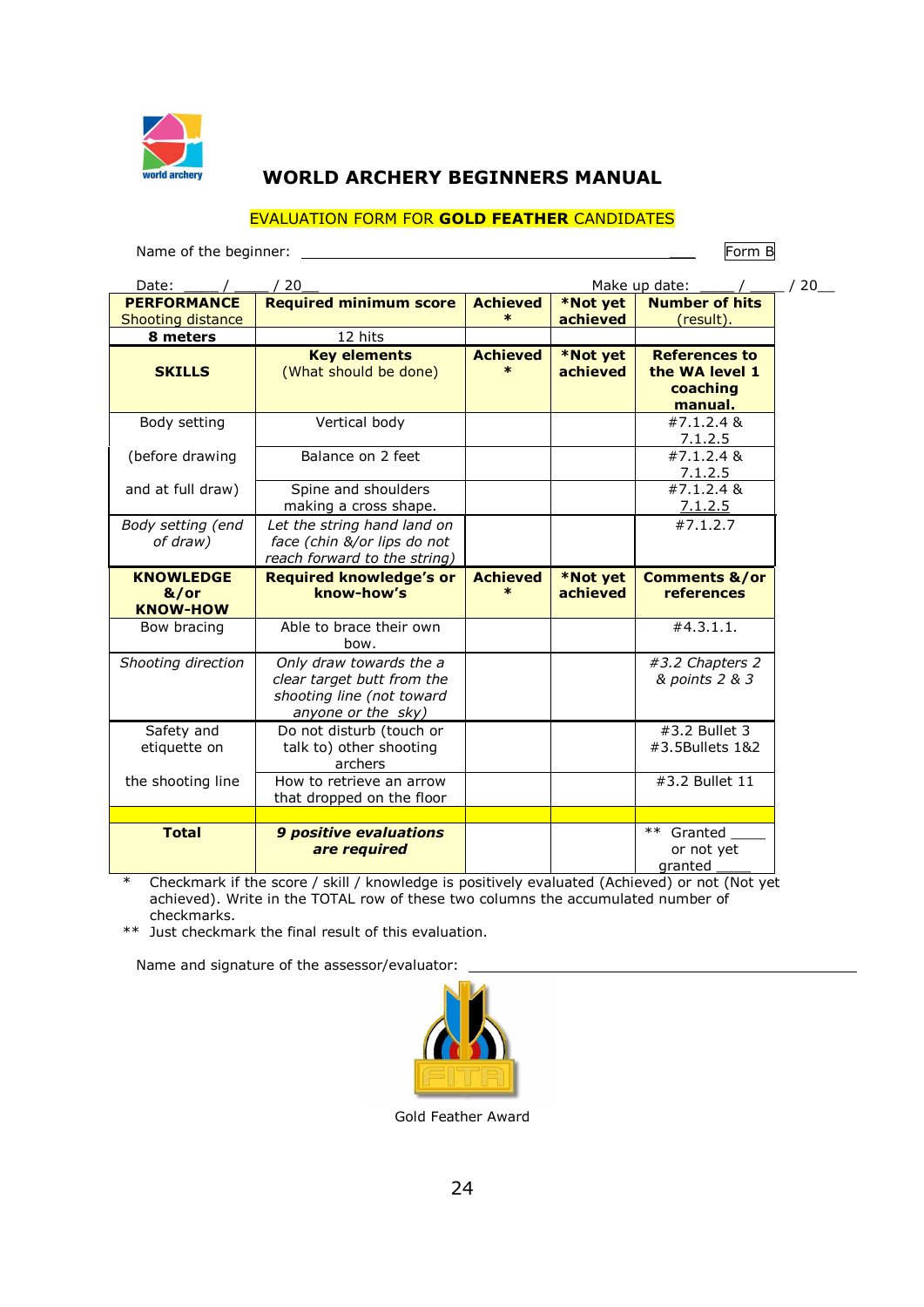# WORLD ARCHERY BEGINNERS MANUAL

EVALUATION FORM FOR **GOLD FEATHER** CANDIDATES

Name of the beginner: ______________________________ Form B

Date: ____ / ____ / 20__ Make up date: ____ / ____ / 20__

| **PERFORMANCE** Shooting distance | **Required minimum score** | **Achieved *** | ***Not yet achieved** | **Number of hits** (result). |
|---|---|---|---|---|
| **8 meters** | 12 hits | | | |
| **SKILLS** | **Key elements** (What should be done) | **Achieved *** | ***Not yet achieved** | **References to the WA level 1 coaching manual.** |
| Body setting | Vertical body | | | #7.1.2.4 & 7.1.2.5 |
| (before drawing | Balance on 2 feet | | | #7.1.2.4 & 7.1.2.5 |
| and at full draw) | Spine and shoulders making a cross shape. | | | #7.1.2.4 & 7.1.2.5 |
| *Body setting (end of draw)* | *Let the string hand land on face (chin &/or lips do not reach forward to the string)* | | | #7.1.2.7 |
| **KNOWLEDGE &/or KNOW-HOW** | **Required knowledge's or know-how's** | **Achieved *** | ***Not yet achieved** | **Comments &/or references** |
| Bow bracing | Able to brace their own bow. | | | #4.3.1.1. |
| *Shooting direction* | *Only draw towards the a clear target butt from the shooting line (not toward anyone or the sky)* | | | *#3.2 Chapters 2 & points 2 & 3* |
| Safety and etiquette on | Do not disturb (touch or talk to) other shooting archers | | | #3.2 Bullet 3 #3.5Bullets 1&2 |
| the shooting line | How to retrieve an arrow that dropped on the floor | | | #3.2 Bullet 11 |
| | | | | |
| **Total** | ***9 positive evaluations are required*** | | | ** Granted ____ or not yet granted ____ |

\* Checkmark if the score / skill / knowledge is positively evaluated (Achieved) or not (Not yet achieved). Write in the TOTAL row of these two columns the accumulated number of checkmarks.

** Just checkmark the final result of this evaluation.

Name and signature of the assessor/evaluator: ______________________________

Gold Feather Award